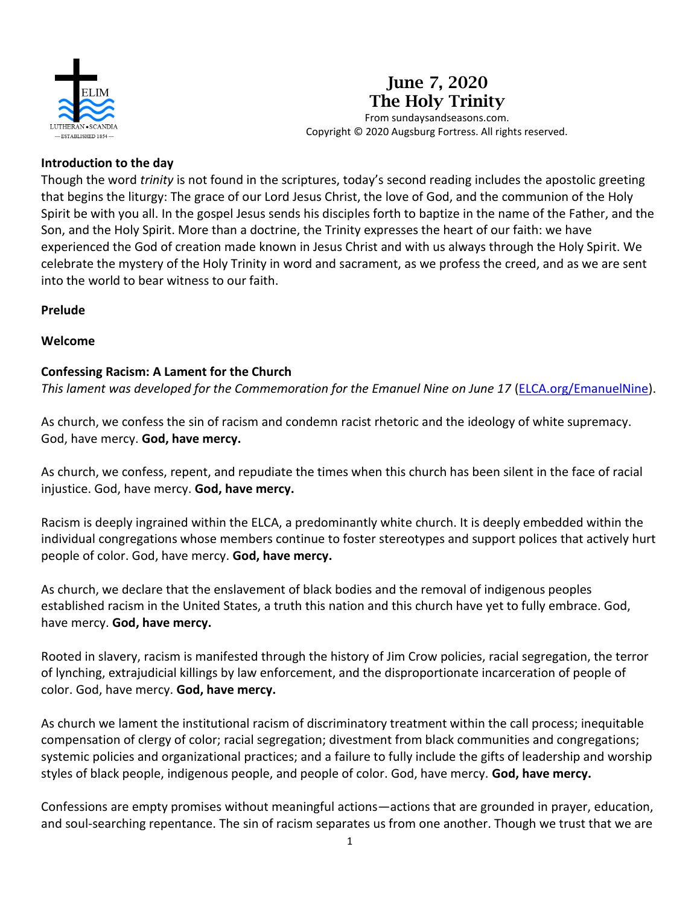# June 7, 2020
# The Holy Trinity

From sundaysandseasons.com.
Copyright © 2020 Augsburg Fortress. All rights reserved.

**Introduction to the day**

Though the word *trinity* is not found in the scriptures, today's second reading includes the apostolic greeting that begins the liturgy: The grace of our Lord Jesus Christ, the love of God, and the communion of the Holy Spirit be with you all. In the gospel Jesus sends his disciples forth to baptize in the name of the Father, and the Son, and the Holy Spirit. More than a doctrine, the Trinity expresses the heart of our faith: we have experienced the God of creation made known in Jesus Christ and with us always through the Holy Spirit. We celebrate the mystery of the Holy Trinity in word and sacrament, as we profess the creed, and as we are sent into the world to bear witness to our faith.

**Prelude**

**Welcome**

**Confessing Racism: A Lament for the Church**

*This lament was developed for the Commemoration for the Emanuel Nine on June 17* (ELCA.org/EmanuelNine).

As church, we confess the sin of racism and condemn racist rhetoric and the ideology of white supremacy. God, have mercy. **God, have mercy.**

As church, we confess, repent, and repudiate the times when this church has been silent in the face of racial injustice. God, have mercy. **God, have mercy.**

Racism is deeply ingrained within the ELCA, a predominantly white church. It is deeply embedded within the individual congregations whose members continue to foster stereotypes and support polices that actively hurt people of color. God, have mercy. **God, have mercy.**

As church, we declare that the enslavement of black bodies and the removal of indigenous peoples established racism in the United States, a truth this nation and this church have yet to fully embrace. God, have mercy. **God, have mercy.**

Rooted in slavery, racism is manifested through the history of Jim Crow policies, racial segregation, the terror of lynching, extrajudicial killings by law enforcement, and the disproportionate incarceration of people of color. God, have mercy. **God, have mercy.**

As church we lament the institutional racism of discriminatory treatment within the call process; inequitable compensation of clergy of color; racial segregation; divestment from black communities and congregations; systemic policies and organizational practices; and a failure to fully include the gifts of leadership and worship styles of black people, indigenous people, and people of color. God, have mercy. **God, have mercy.**

Confessions are empty promises without meaningful actions—actions that are grounded in prayer, education, and soul-searching repentance. The sin of racism separates us from one another. Though we trust that we are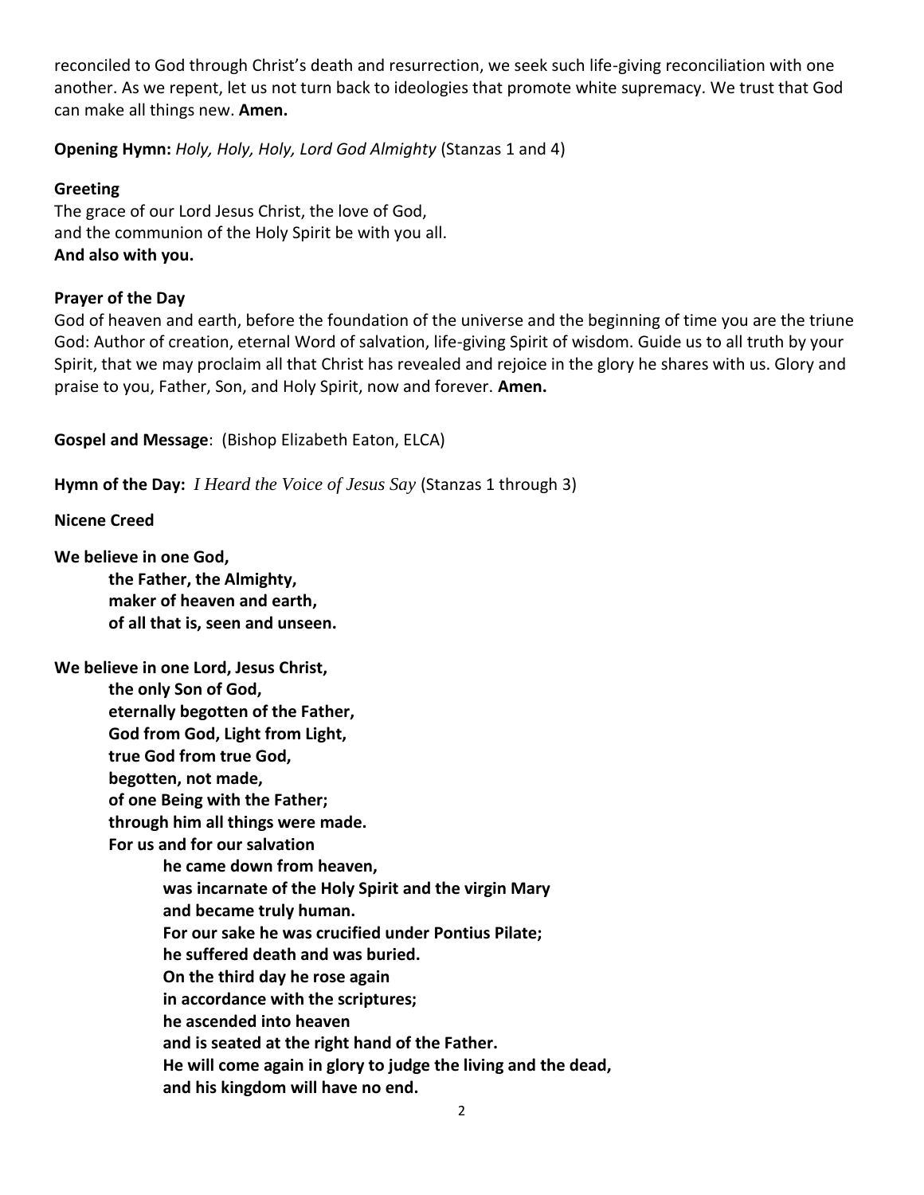reconciled to God through Christ's death and resurrection, we seek such life-giving reconciliation with one another. As we repent, let us not turn back to ideologies that promote white supremacy. We trust that God can make all things new. **Amen.**

**Opening Hymn:** *Holy, Holy, Holy, Lord God Almighty* (Stanzas 1 and 4)

**Greeting**

The grace of our Lord Jesus Christ, the love of God,
and the communion of the Holy Spirit be with you all.
**And also with you.**

**Prayer of the Day**

God of heaven and earth, before the foundation of the universe and the beginning of time you are the triune God: Author of creation, eternal Word of salvation, life-giving Spirit of wisdom. Guide us to all truth by your Spirit, that we may proclaim all that Christ has revealed and rejoice in the glory he shares with us. Glory and praise to you, Father, Son, and Holy Spirit, now and forever. **Amen.**

**Gospel and Message**: (Bishop Elizabeth Eaton, ELCA)

**Hymn of the Day:** *I Heard the Voice of Jesus Say* (Stanzas 1 through 3)

**Nicene Creed**

**We believe in one God,**
**the Father, the Almighty,**
**maker of heaven and earth,**
**of all that is, seen and unseen.**

**We believe in one Lord, Jesus Christ,**
**the only Son of God,**
**eternally begotten of the Father,**
**God from God, Light from Light,**
**true God from true God,**
**begotten, not made,**
**of one Being with the Father;**
**through him all things were made.**
**For us and for our salvation**
**he came down from heaven,**
**was incarnate of the Holy Spirit and the virgin Mary**
**and became truly human.**
**For our sake he was crucified under Pontius Pilate;**
**he suffered death and was buried.**
**On the third day he rose again**
**in accordance with the scriptures;**
**he ascended into heaven**
**and is seated at the right hand of the Father.**
**He will come again in glory to judge the living and the dead,**
**and his kingdom will have no end.**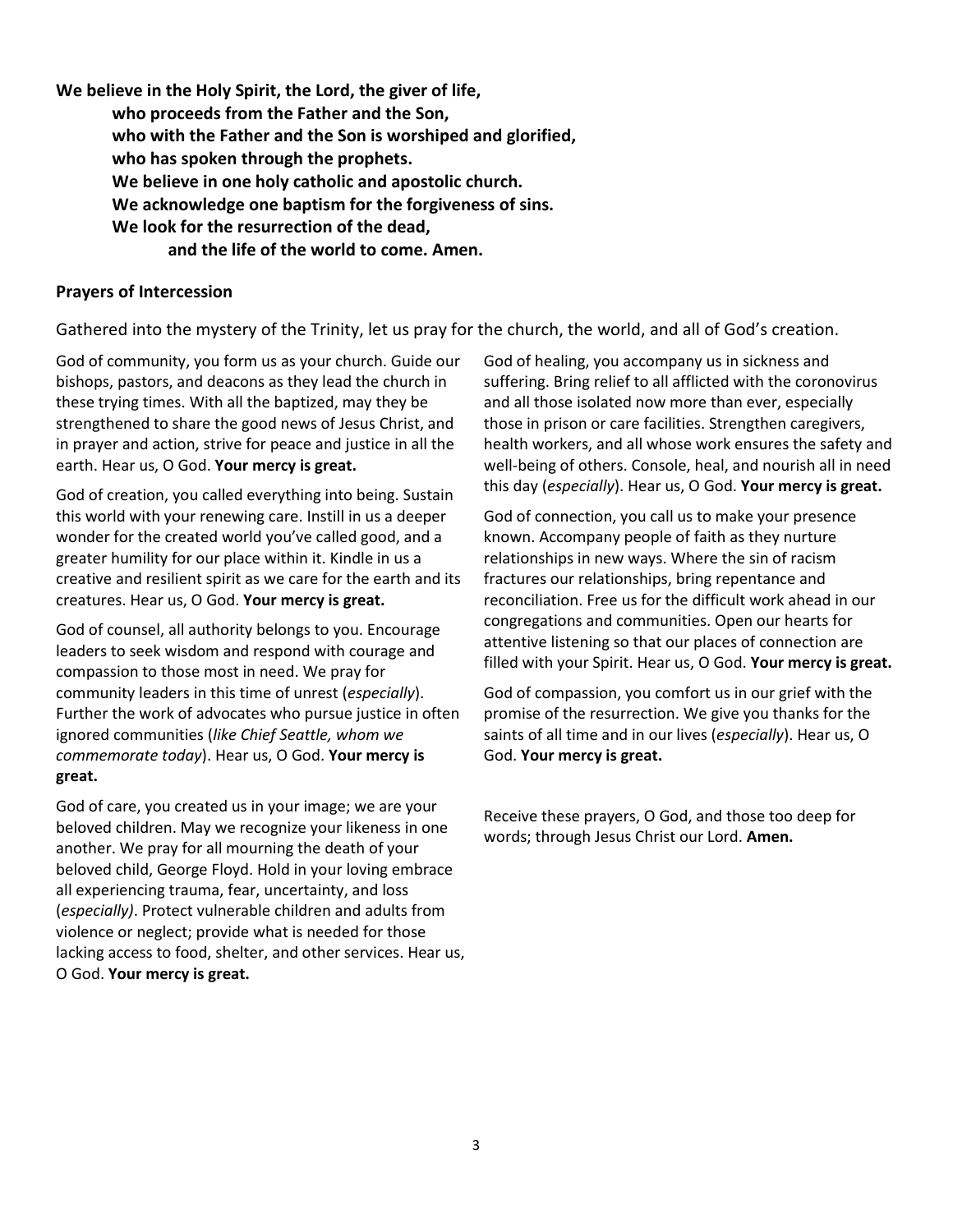**We believe in the Holy Spirit, the Lord, the giver of life,**
**who proceeds from the Father and the Son,**
**who with the Father and the Son is worshiped and glorified,**
**who has spoken through the prophets.**
**We believe in one holy catholic and apostolic church.**
**We acknowledge one baptism for the forgiveness of sins.**
**We look for the resurrection of the dead,**
**and the life of the world to come. Amen.**

## Prayers of Intercession

Gathered into the mystery of the Trinity, let us pray for the church, the world, and all of God's creation.

God of community, you form us as your church. Guide our bishops, pastors, and deacons as they lead the church in these trying times. With all the baptized, may they be strengthened to share the good news of Jesus Christ, and in prayer and action, strive for peace and justice in all the earth. Hear us, O God. **Your mercy is great.**

God of creation, you called everything into being. Sustain this world with your renewing care. Instill in us a deeper wonder for the created world you've called good, and a greater humility for our place within it. Kindle in us a creative and resilient spirit as we care for the earth and its creatures. Hear us, O God. **Your mercy is great.**

God of counsel, all authority belongs to you. Encourage leaders to seek wisdom and respond with courage and compassion to those most in need. We pray for community leaders in this time of unrest (*especially*). Further the work of advocates who pursue justice in often ignored communities (*like Chief Seattle, whom we commemorate today*). Hear us, O God. **Your mercy is great.**

God of care, you created us in your image; we are your beloved children. May we recognize your likeness in one another. We pray for all mourning the death of your beloved child, George Floyd. Hold in your loving embrace all experiencing trauma, fear, uncertainty, and loss (*especially)*. Protect vulnerable children and adults from violence or neglect; provide what is needed for those lacking access to food, shelter, and other services. Hear us, O God. **Your mercy is great.**

God of healing, you accompany us in sickness and suffering. Bring relief to all afflicted with the coronovirus and all those isolated now more than ever, especially those in prison or care facilities. Strengthen caregivers, health workers, and all whose work ensures the safety and well-being of others. Console, heal, and nourish all in need this day (*especially*). Hear us, O God. **Your mercy is great.**

God of connection, you call us to make your presence known. Accompany people of faith as they nurture relationships in new ways. Where the sin of racism fractures our relationships, bring repentance and reconciliation. Free us for the difficult work ahead in our congregations and communities. Open our hearts for attentive listening so that our places of connection are filled with your Spirit. Hear us, O God. **Your mercy is great.**

God of compassion, you comfort us in our grief with the promise of the resurrection. We give you thanks for the saints of all time and in our lives (*especially*). Hear us, O God. **Your mercy is great.**

Receive these prayers, O God, and those too deep for words; through Jesus Christ our Lord. **Amen.**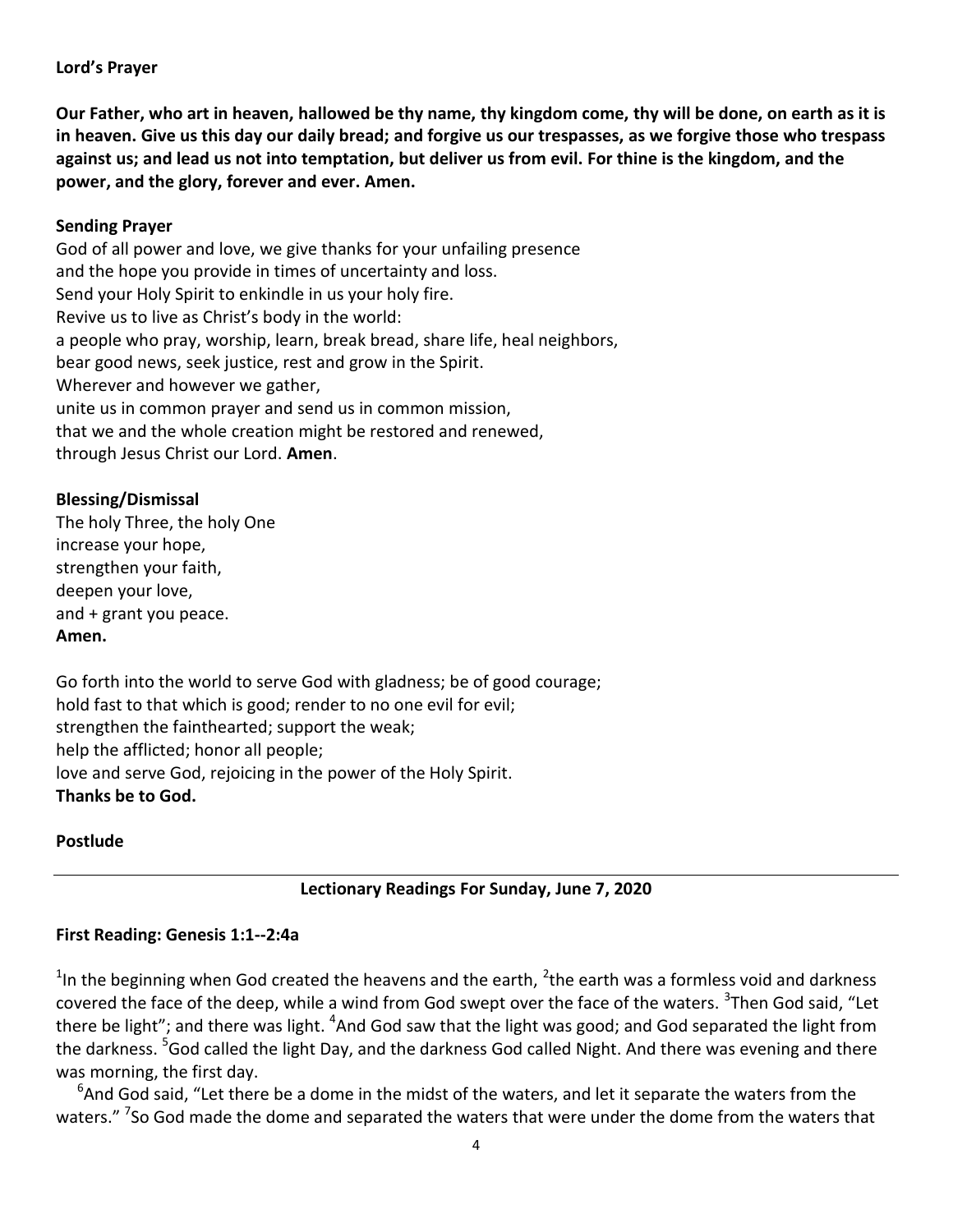**Lord's Prayer**

**Our Father, who art in heaven, hallowed be thy name, thy kingdom come, thy will be done, on earth as it is in heaven. Give us this day our daily bread; and forgive us our trespasses, as we forgive those who trespass against us; and lead us not into temptation, but deliver us from evil. For thine is the kingdom, and the power, and the glory, forever and ever. Amen.**

**Sending Prayer**

God of all power and love, we give thanks for your unfailing presence
and the hope you provide in times of uncertainty and loss.
Send your Holy Spirit to enkindle in us your holy fire.
Revive us to live as Christ's body in the world:
a people who pray, worship, learn, break bread, share life, heal neighbors,
bear good news, seek justice, rest and grow in the Spirit.
Wherever and however we gather,
unite us in common prayer and send us in common mission,
that we and the whole creation might be restored and renewed,
through Jesus Christ our Lord. **Amen**.

**Blessing/Dismissal**

The holy Three, the holy One
increase your hope,
strengthen your faith,
deepen your love,
and + grant you peace.
**Amen.**

Go forth into the world to serve God with gladness; be of good courage;
hold fast to that which is good; render to no one evil for evil;
strengthen the fainthearted; support the weak;
help the afflicted; honor all people;
love and serve God, rejoicing in the power of the Holy Spirit.
**Thanks be to God.**

**Postlude**

---

**Lectionary Readings For Sunday, June 7, 2020**

**First Reading: Genesis 1:1--2:4a**

[1]In the beginning when God created the heavens and the earth, [2]the earth was a formless void and darkness covered the face of the deep, while a wind from God swept over the face of the waters. [3]Then God said, "Let there be light"; and there was light. [4]And God saw that the light was good; and God separated the light from the darkness. [5]God called the light Day, and the darkness God called Night. And there was evening and there was morning, the first day.

[6]And God said, "Let there be a dome in the midst of the waters, and let it separate the waters from the waters." [7]So God made the dome and separated the waters that were under the dome from the waters that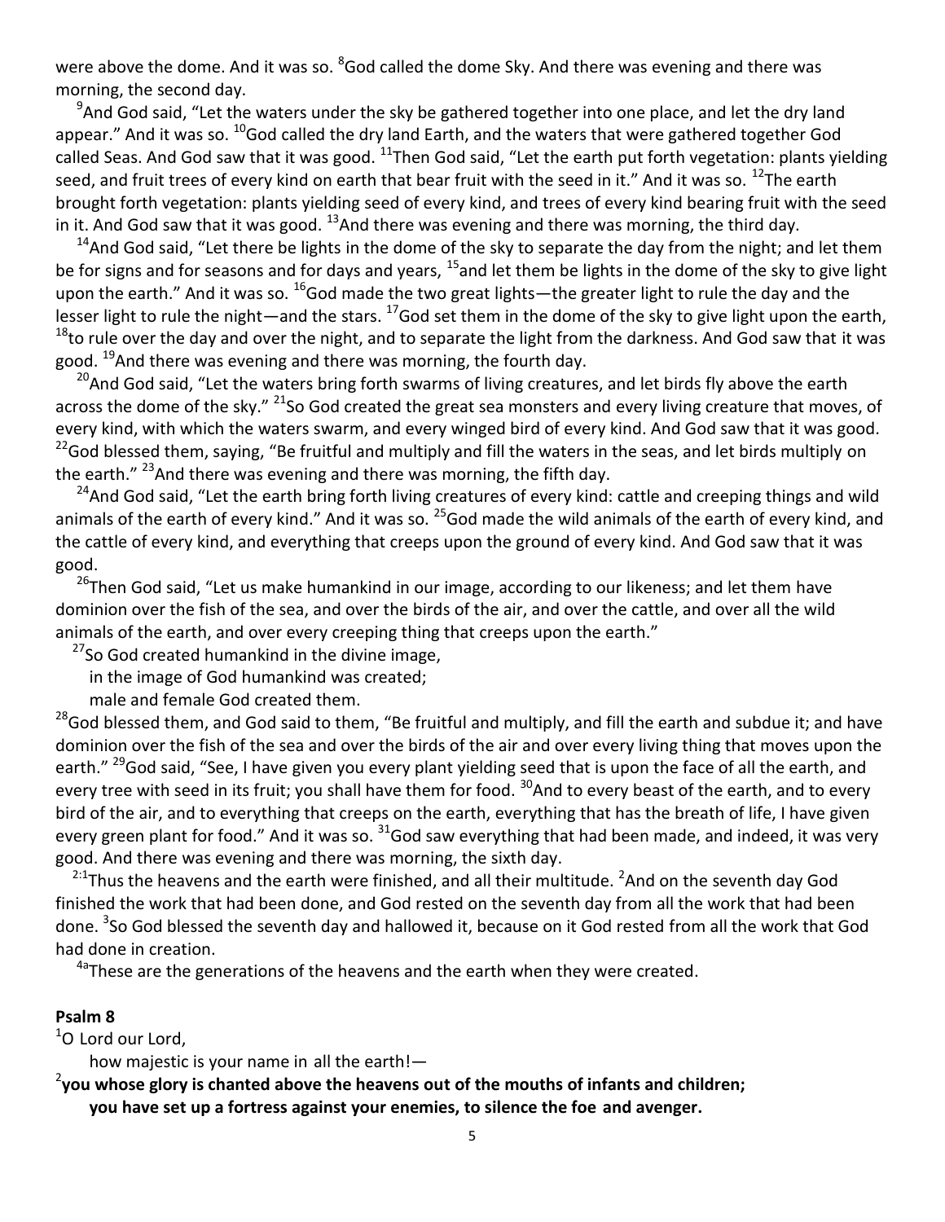were above the dome. And it was so. [8]God called the dome Sky. And there was evening and there was morning, the second day.

[9]And God said, "Let the waters under the sky be gathered together into one place, and let the dry land appear." And it was so. [10]God called the dry land Earth, and the waters that were gathered together God called Seas. And God saw that it was good. [11]Then God said, "Let the earth put forth vegetation: plants yielding seed, and fruit trees of every kind on earth that bear fruit with the seed in it." And it was so. [12]The earth brought forth vegetation: plants yielding seed of every kind, and trees of every kind bearing fruit with the seed in it. And God saw that it was good. [13]And there was evening and there was morning, the third day.

[14]And God said, "Let there be lights in the dome of the sky to separate the day from the night; and let them be for signs and for seasons and for days and years, [15]and let them be lights in the dome of the sky to give light upon the earth." And it was so. [16]God made the two great lights—the greater light to rule the day and the lesser light to rule the night—and the stars. [17]God set them in the dome of the sky to give light upon the earth, [18]to rule over the day and over the night, and to separate the light from the darkness. And God saw that it was good. [19]And there was evening and there was morning, the fourth day.

[20]And God said, "Let the waters bring forth swarms of living creatures, and let birds fly above the earth across the dome of the sky." [21]So God created the great sea monsters and every living creature that moves, of every kind, with which the waters swarm, and every winged bird of every kind. And God saw that it was good. [22]God blessed them, saying, "Be fruitful and multiply and fill the waters in the seas, and let birds multiply on the earth." [23]And there was evening and there was morning, the fifth day.

[24]And God said, "Let the earth bring forth living creatures of every kind: cattle and creeping things and wild animals of the earth of every kind." And it was so. [25]God made the wild animals of the earth of every kind, and the cattle of every kind, and everything that creeps upon the ground of every kind. And God saw that it was good.

[26]Then God said, "Let us make humankind in our image, according to our likeness; and let them have dominion over the fish of the sea, and over the birds of the air, and over the cattle, and over all the wild animals of the earth, and over every creeping thing that creeps upon the earth."

[27]So God created humankind in the divine image,
in the image of God humankind was created;
male and female God created them.

[28]God blessed them, and God said to them, "Be fruitful and multiply, and fill the earth and subdue it; and have dominion over the fish of the sea and over the birds of the air and over every living thing that moves upon the earth." [29]God said, "See, I have given you every plant yielding seed that is upon the face of all the earth, and every tree with seed in its fruit; you shall have them for food. [30]And to every beast of the earth, and to every bird of the air, and to everything that creeps on the earth, everything that has the breath of life, I have given every green plant for food." And it was so. [31]God saw everything that had been made, and indeed, it was very good. And there was evening and there was morning, the sixth day.

[2:1]Thus the heavens and the earth were finished, and all their multitude. [2]And on the seventh day God finished the work that had been done, and God rested on the seventh day from all the work that had been done. [3]So God blessed the seventh day and hallowed it, because on it God rested from all the work that God had done in creation.

[4a]These are the generations of the heavens and the earth when they were created.

**Psalm 8**

[1]O Lord our Lord,
how majestic is your name in all the earth!—

[2]**you whose glory is chanted above the heavens out of the mouths of infants and children;**
**you have set up a fortress against your enemies, to silence the foe and avenger.**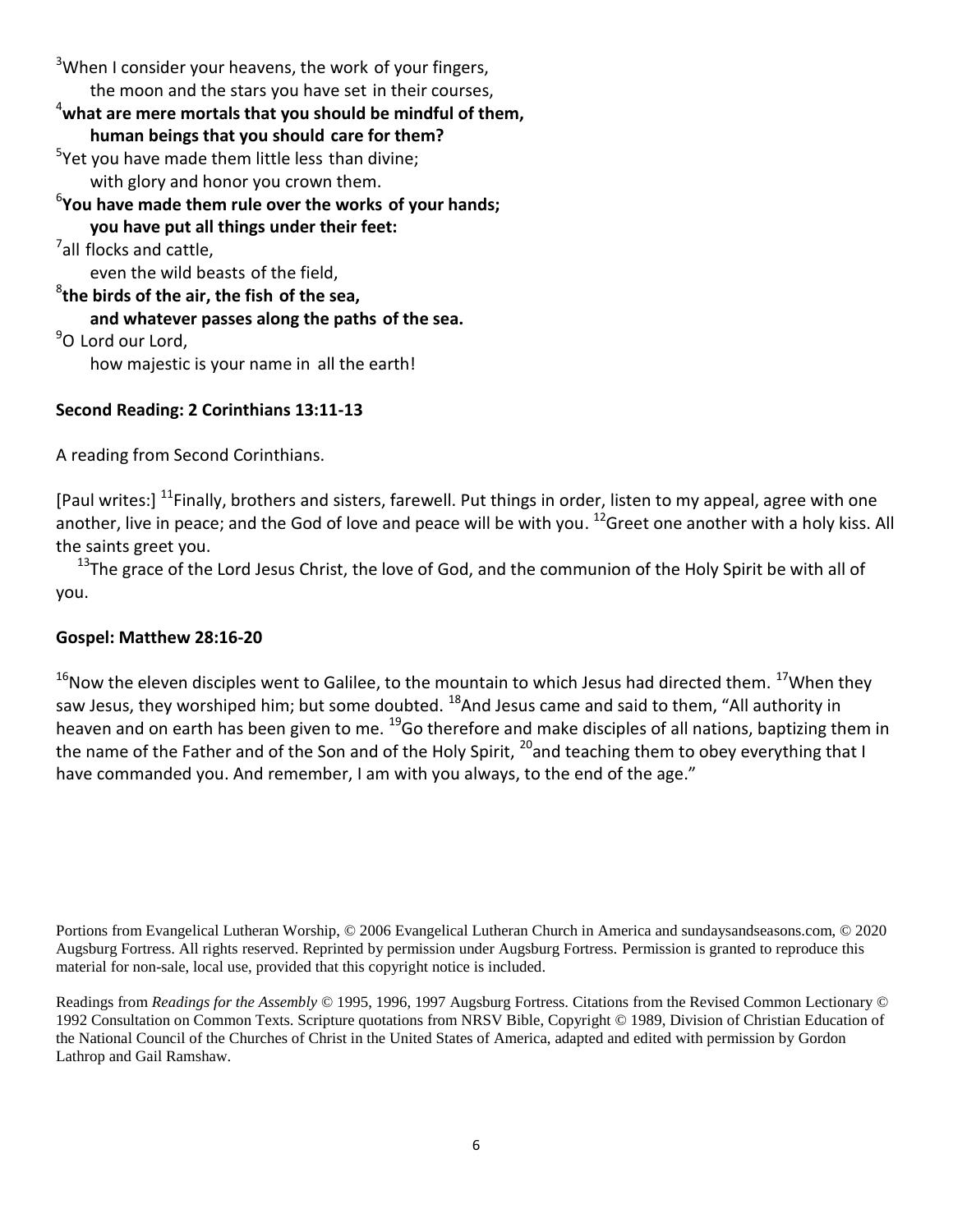[3]When I consider your heavens, the work of your fingers,
    the moon and the stars you have set in their courses,
[4]**what are mere mortals that you should be mindful of them,**
    **human beings that you should care for them?**
[5]Yet you have made them little less than divine;
    with glory and honor you crown them.
[6]**You have made them rule over the works of your hands;**
    **you have put all things under their feet:**
[7]all flocks and cattle,
    even the wild beasts of the field,
[8]**the birds of the air, the fish of the sea,**
    **and whatever passes along the paths of the sea.**
[9]O Lord our Lord,
    how majestic is your name in all the earth!

**Second Reading: 2 Corinthians 13:11-13**

A reading from Second Corinthians.

[Paul writes:] [11]Finally, brothers and sisters, farewell. Put things in order, listen to my appeal, agree with one another, live in peace; and the God of love and peace will be with you. [12]Greet one another with a holy kiss. All the saints greet you.

[13]The grace of the Lord Jesus Christ, the love of God, and the communion of the Holy Spirit be with all of you.

**Gospel: Matthew 28:16-20**

[16]Now the eleven disciples went to Galilee, to the mountain to which Jesus had directed them. [17]When they saw Jesus, they worshiped him; but some doubted. [18]And Jesus came and said to them, "All authority in heaven and on earth has been given to me. [19]Go therefore and make disciples of all nations, baptizing them in the name of the Father and of the Son and of the Holy Spirit, [20]and teaching them to obey everything that I have commanded you. And remember, I am with you always, to the end of the age."

Portions from Evangelical Lutheran Worship, © 2006 Evangelical Lutheran Church in America and sundaysandseasons.com, © 2020 Augsburg Fortress. All rights reserved. Reprinted by permission under Augsburg Fortress. Permission is granted to reproduce this material for non-sale, local use, provided that this copyright notice is included.

Readings from *Readings for the Assembly* © 1995, 1996, 1997 Augsburg Fortress. Citations from the Revised Common Lectionary © 1992 Consultation on Common Texts. Scripture quotations from NRSV Bible, Copyright © 1989, Division of Christian Education of the National Council of the Churches of Christ in the United States of America, adapted and edited with permission by Gordon Lathrop and Gail Ramshaw.